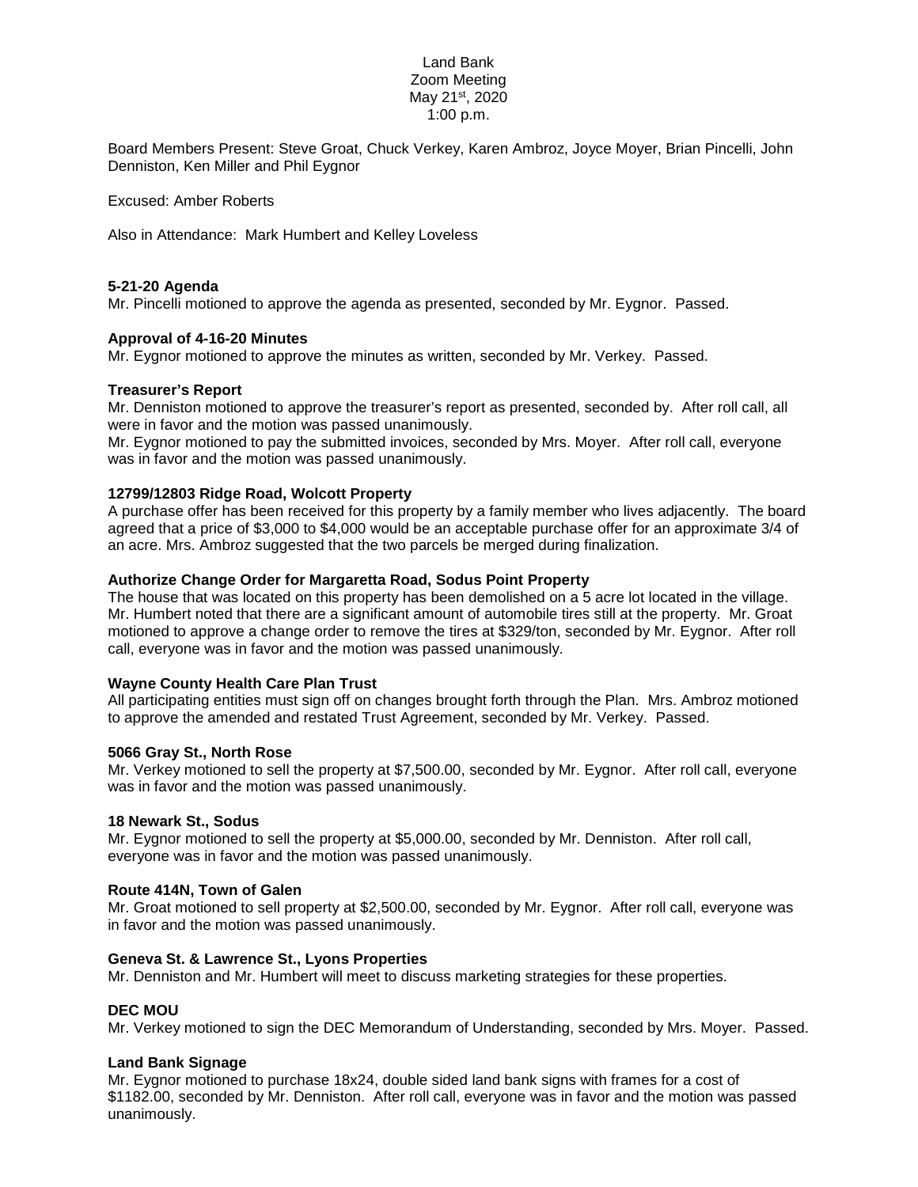Land Bank
Zoom Meeting
May 21st, 2020
1:00 p.m.

Board Members Present: Steve Groat, Chuck Verkey, Karen Ambroz, Joyce Moyer, Brian Pincelli, John Denniston, Ken Miller and Phil Eygnor

Excused: Amber Roberts

Also in Attendance: Mark Humbert and Kelley Loveless

**5-21-20 Agenda**
Mr. Pincelli motioned to approve the agenda as presented, seconded by Mr. Eygnor. Passed.

**Approval of 4-16-20 Minutes**
Mr. Eygnor motioned to approve the minutes as written, seconded by Mr. Verkey. Passed.

**Treasurer's Report**
Mr. Denniston motioned to approve the treasurer's report as presented, seconded by. After roll call, all were in favor and the motion was passed unanimously.
Mr. Eygnor motioned to pay the submitted invoices, seconded by Mrs. Moyer. After roll call, everyone was in favor and the motion was passed unanimously.

**12799/12803 Ridge Road, Wolcott Property**
A purchase offer has been received for this property by a family member who lives adjacently. The board agreed that a price of $3,000 to $4,000 would be an acceptable purchase offer for an approximate 3/4 of an acre. Mrs. Ambroz suggested that the two parcels be merged during finalization.

**Authorize Change Order for Margaretta Road, Sodus Point Property**
The house that was located on this property has been demolished on a 5 acre lot located in the village. Mr. Humbert noted that there are a significant amount of automobile tires still at the property. Mr. Groat motioned to approve a change order to remove the tires at $329/ton, seconded by Mr. Eygnor. After roll call, everyone was in favor and the motion was passed unanimously.

**Wayne County Health Care Plan Trust**
All participating entities must sign off on changes brought forth through the Plan. Mrs. Ambroz motioned to approve the amended and restated Trust Agreement, seconded by Mr. Verkey. Passed.

**5066 Gray St., North Rose**
Mr. Verkey motioned to sell the property at $7,500.00, seconded by Mr. Eygnor. After roll call, everyone was in favor and the motion was passed unanimously.

**18 Newark St., Sodus**
Mr. Eygnor motioned to sell the property at $5,000.00, seconded by Mr. Denniston. After roll call, everyone was in favor and the motion was passed unanimously.

**Route 414N, Town of Galen**
Mr. Groat motioned to sell property at $2,500.00, seconded by Mr. Eygnor. After roll call, everyone was in favor and the motion was passed unanimously.

**Geneva St. & Lawrence St., Lyons Properties**
Mr. Denniston and Mr. Humbert will meet to discuss marketing strategies for these properties.

**DEC MOU**
Mr. Verkey motioned to sign the DEC Memorandum of Understanding, seconded by Mrs. Moyer. Passed.

**Land Bank Signage**
Mr. Eygnor motioned to purchase 18x24, double sided land bank signs with frames for a cost of $1182.00, seconded by Mr. Denniston. After roll call, everyone was in favor and the motion was passed unanimously.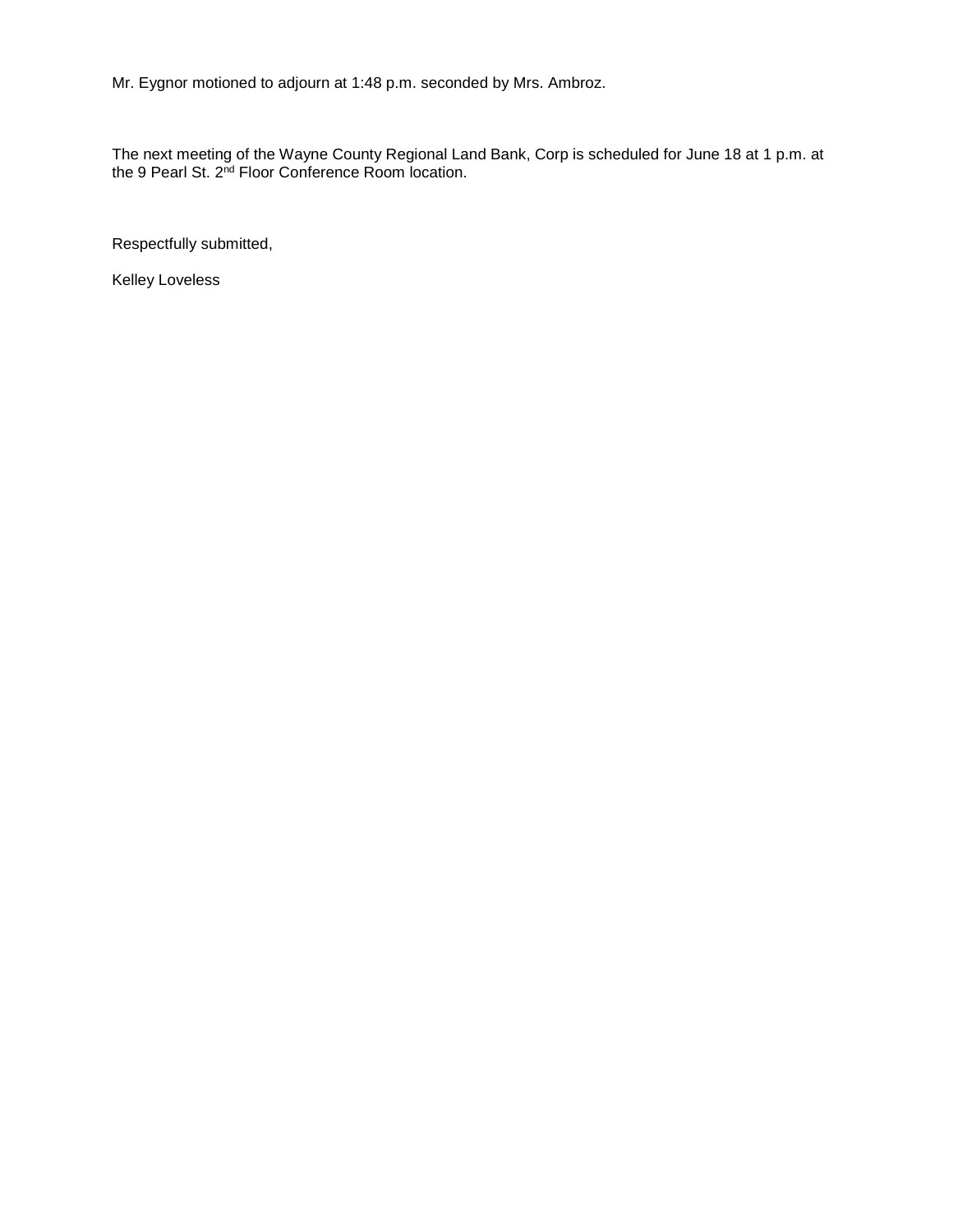Mr. Eygnor motioned to adjourn at 1:48 p.m. seconded by Mrs. Ambroz.

The next meeting of the Wayne County Regional Land Bank, Corp is scheduled for June 18 at 1 p.m. at the 9 Pearl St. 2nd Floor Conference Room location.

Respectfully submitted,

Kelley Loveless